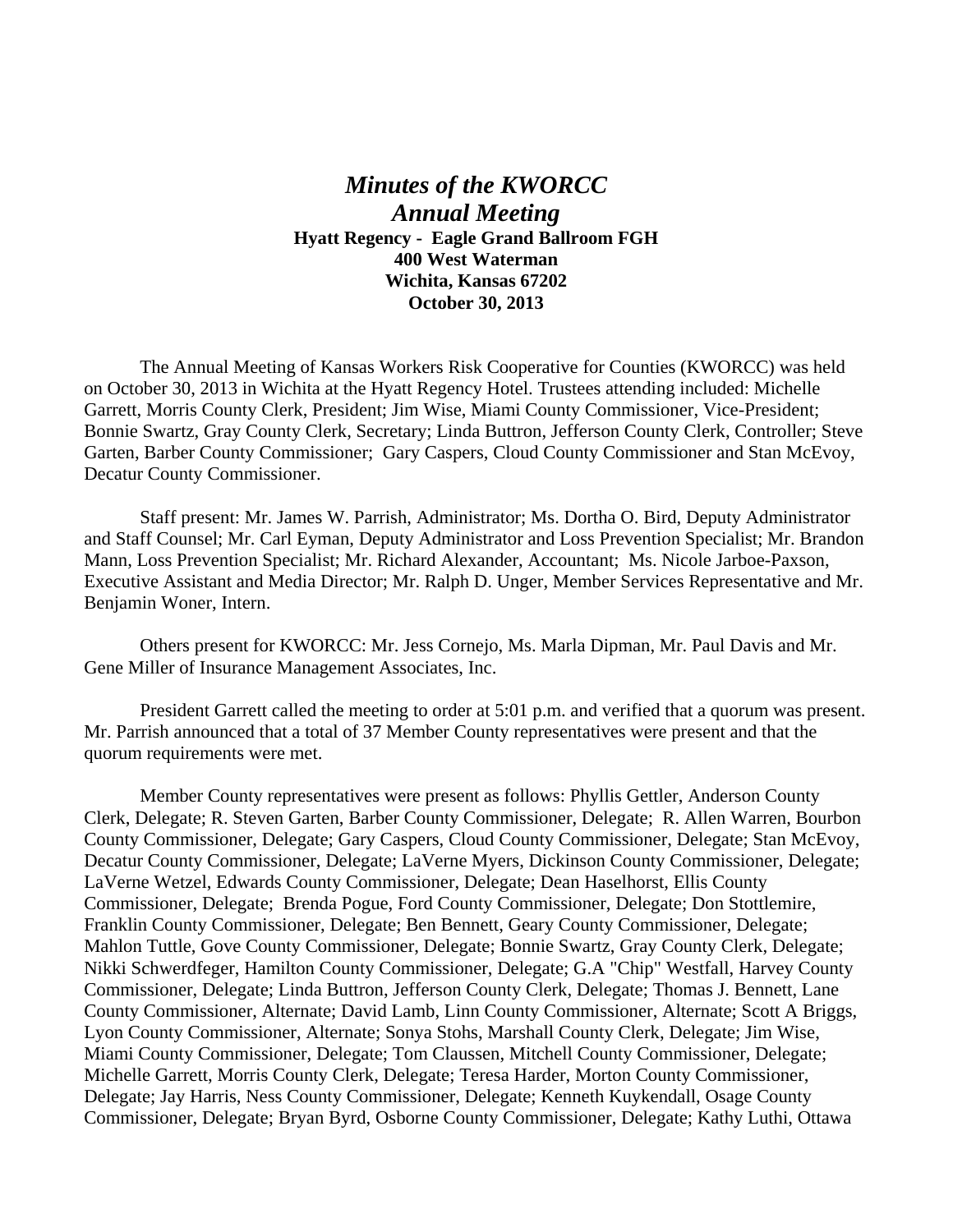# *Minutes of the KWORCC Annual Meeting*

**Hyatt Regency - Eagle Grand Ballroom FGH**
**400 West Waterman**
**Wichita, Kansas 67202**
**October 30, 2013**

The Annual Meeting of Kansas Workers Risk Cooperative for Counties (KWORCC) was held on October 30, 2013 in Wichita at the Hyatt Regency Hotel. Trustees attending included: Michelle Garrett, Morris County Clerk, President; Jim Wise, Miami County Commissioner, Vice-President; Bonnie Swartz, Gray County Clerk, Secretary; Linda Buttron, Jefferson County Clerk, Controller; Steve Garten, Barber County Commissioner; Gary Caspers, Cloud County Commissioner and Stan McEvoy, Decatur County Commissioner.

Staff present: Mr. James W. Parrish, Administrator; Ms. Dortha O. Bird, Deputy Administrator and Staff Counsel; Mr. Carl Eyman, Deputy Administrator and Loss Prevention Specialist; Mr. Brandon Mann, Loss Prevention Specialist; Mr. Richard Alexander, Accountant; Ms. Nicole Jarboe-Paxson, Executive Assistant and Media Director; Mr. Ralph D. Unger, Member Services Representative and Mr. Benjamin Woner, Intern.

Others present for KWORCC: Mr. Jess Cornejo, Ms. Marla Dipman, Mr. Paul Davis and Mr. Gene Miller of Insurance Management Associates, Inc.

President Garrett called the meeting to order at 5:01 p.m. and verified that a quorum was present. Mr. Parrish announced that a total of 37 Member County representatives were present and that the quorum requirements were met.

Member County representatives were present as follows: Phyllis Gettler, Anderson County Clerk, Delegate; R. Steven Garten, Barber County Commissioner, Delegate; R. Allen Warren, Bourbon County Commissioner, Delegate; Gary Caspers, Cloud County Commissioner, Delegate; Stan McEvoy, Decatur County Commissioner, Delegate; LaVerne Myers, Dickinson County Commissioner, Delegate; LaVerne Wetzel, Edwards County Commissioner, Delegate; Dean Haselhorst, Ellis County Commissioner, Delegate; Brenda Pogue, Ford County Commissioner, Delegate; Don Stottlemire, Franklin County Commissioner, Delegate; Ben Bennett, Geary County Commissioner, Delegate; Mahlon Tuttle, Gove County Commissioner, Delegate; Bonnie Swartz, Gray County Clerk, Delegate; Nikki Schwerdfeger, Hamilton County Commissioner, Delegate; G.A "Chip" Westfall, Harvey County Commissioner, Delegate; Linda Buttron, Jefferson County Clerk, Delegate; Thomas J. Bennett, Lane County Commissioner, Alternate; David Lamb, Linn County Commissioner, Alternate; Scott A Briggs, Lyon County Commissioner, Alternate; Sonya Stohs, Marshall County Clerk, Delegate; Jim Wise, Miami County Commissioner, Delegate; Tom Claussen, Mitchell County Commissioner, Delegate; Michelle Garrett, Morris County Clerk, Delegate; Teresa Harder, Morton County Commissioner, Delegate; Jay Harris, Ness County Commissioner, Delegate; Kenneth Kuykendall, Osage County Commissioner, Delegate; Bryan Byrd, Osborne County Commissioner, Delegate; Kathy Luthi, Ottawa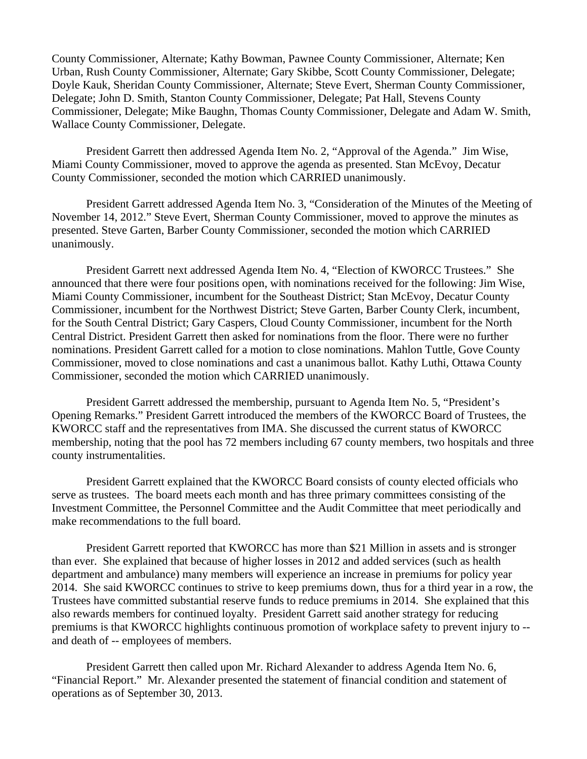County Commissioner, Alternate; Kathy Bowman, Pawnee County Commissioner, Alternate; Ken Urban, Rush County Commissioner, Alternate; Gary Skibbe, Scott County Commissioner, Delegate; Doyle Kauk, Sheridan County Commissioner, Alternate; Steve Evert, Sherman County Commissioner, Delegate; John D. Smith, Stanton County Commissioner, Delegate; Pat Hall, Stevens County Commissioner, Delegate; Mike Baughn, Thomas County Commissioner, Delegate and Adam W. Smith, Wallace County Commissioner, Delegate.

President Garrett then addressed Agenda Item No. 2, "Approval of the Agenda." Jim Wise, Miami County Commissioner, moved to approve the agenda as presented. Stan McEvoy, Decatur County Commissioner, seconded the motion which CARRIED unanimously.

President Garrett addressed Agenda Item No. 3, "Consideration of the Minutes of the Meeting of November 14, 2012." Steve Evert, Sherman County Commissioner, moved to approve the minutes as presented. Steve Garten, Barber County Commissioner, seconded the motion which CARRIED unanimously.

President Garrett next addressed Agenda Item No. 4, "Election of KWORCC Trustees." She announced that there were four positions open, with nominations received for the following: Jim Wise, Miami County Commissioner, incumbent for the Southeast District; Stan McEvoy, Decatur County Commissioner, incumbent for the Northwest District; Steve Garten, Barber County Clerk, incumbent, for the South Central District; Gary Caspers, Cloud County Commissioner, incumbent for the North Central District. President Garrett then asked for nominations from the floor. There were no further nominations. President Garrett called for a motion to close nominations. Mahlon Tuttle, Gove County Commissioner, moved to close nominations and cast a unanimous ballot. Kathy Luthi, Ottawa County Commissioner, seconded the motion which CARRIED unanimously.

President Garrett addressed the membership, pursuant to Agenda Item No. 5, "President's Opening Remarks." President Garrett introduced the members of the KWORCC Board of Trustees, the KWORCC staff and the representatives from IMA. She discussed the current status of KWORCC membership, noting that the pool has 72 members including 67 county members, two hospitals and three county instrumentalities.

President Garrett explained that the KWORCC Board consists of county elected officials who serve as trustees. The board meets each month and has three primary committees consisting of the Investment Committee, the Personnel Committee and the Audit Committee that meet periodically and make recommendations to the full board.

President Garrett reported that KWORCC has more than $21 Million in assets and is stronger than ever. She explained that because of higher losses in 2012 and added services (such as health department and ambulance) many members will experience an increase in premiums for policy year 2014. She said KWORCC continues to strive to keep premiums down, thus for a third year in a row, the Trustees have committed substantial reserve funds to reduce premiums in 2014. She explained that this also rewards members for continued loyalty. President Garrett said another strategy for reducing premiums is that KWORCC highlights continuous promotion of workplace safety to prevent injury to -- and death of -- employees of members.

President Garrett then called upon Mr. Richard Alexander to address Agenda Item No. 6, "Financial Report." Mr. Alexander presented the statement of financial condition and statement of operations as of September 30, 2013.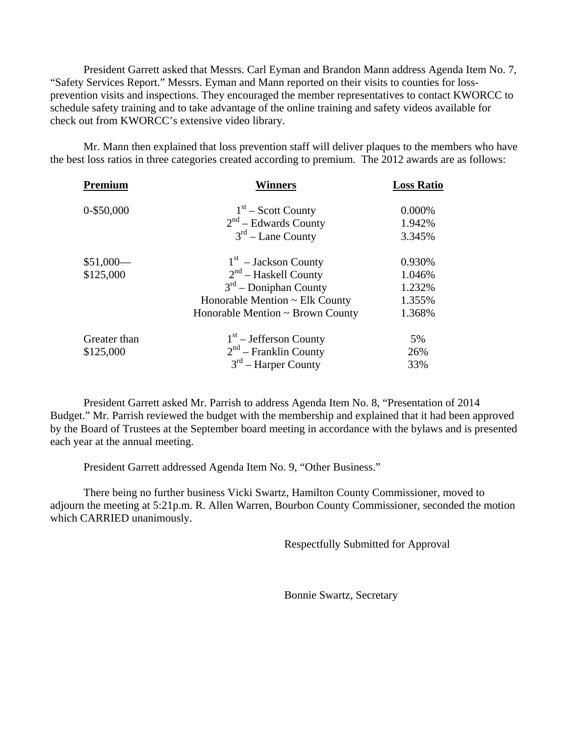President Garrett asked that Messrs. Carl Eyman and Brandon Mann address Agenda Item No. 7, "Safety Services Report." Messrs. Eyman and Mann reported on their visits to counties for loss-prevention visits and inspections. They encouraged the member representatives to contact KWORCC to schedule safety training and to take advantage of the online training and safety videos available for check out from KWORCC's extensive video library.

Mr. Mann then explained that loss prevention staff will deliver plaques to the members who have the best loss ratios in three categories created according to premium. The 2012 awards are as follows:

| **Premium** | **Winners** | **Loss Ratio** |
|---|---|---|
| 0-$50,000 | 1st – Scott County | 0.000% |
| | 2nd – Edwards County | 1.942% |
| | 3rd – Lane County | 3.345% |
| $51,000— $125,000 | 1st – Jackson County | 0.930% |
| | 2nd – Haskell County | 1.046% |
| | 3rd – Doniphan County | 1.232% |
| | Honorable Mention ~ Elk County | 1.355% |
| | Honorable Mention ~ Brown County | 1.368% |
| Greater than $125,000 | 1st – Jefferson County | 5% |
| | 2nd – Franklin County | 26% |
| | 3rd – Harper County | 33% |

President Garrett asked Mr. Parrish to address Agenda Item No. 8, "Presentation of 2014 Budget." Mr. Parrish reviewed the budget with the membership and explained that it had been approved by the Board of Trustees at the September board meeting in accordance with the bylaws and is presented each year at the annual meeting.

President Garrett addressed Agenda Item No. 9, "Other Business."

There being no further business Vicki Swartz, Hamilton County Commissioner, moved to adjourn the meeting at 5:21p.m. R. Allen Warren, Bourbon County Commissioner, seconded the motion which CARRIED unanimously.

Respectfully Submitted for Approval

Bonnie Swartz, Secretary